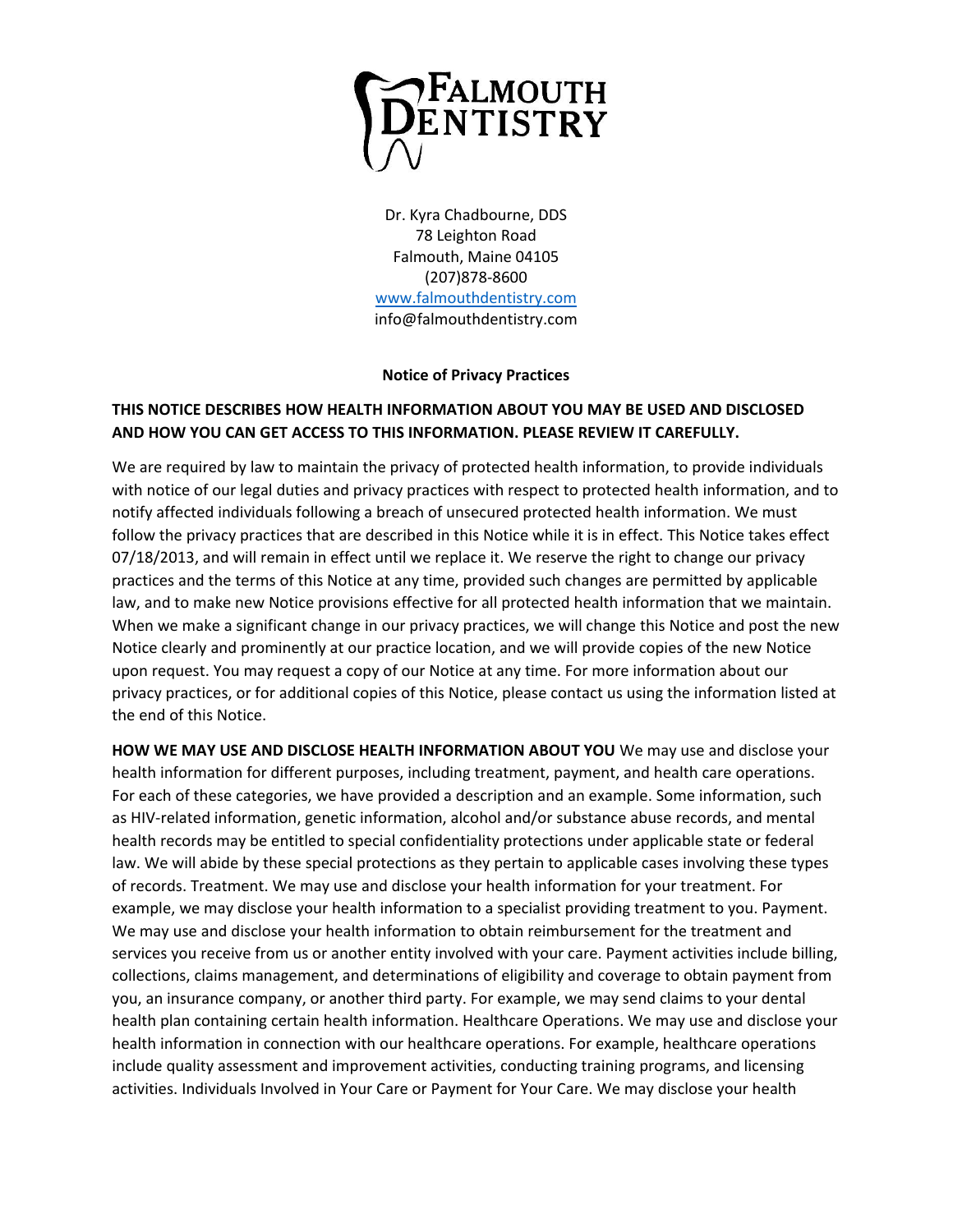# FALMOUTH DENTISTRY

Dr. Kyra Chadbourne, DDS
78 Leighton Road
Falmouth, Maine 04105
(207)878-8600
www.falmouthdentistry.com
info@falmouthdentistry.com

**Notice of Privacy Practices**

**THIS NOTICE DESCRIBES HOW HEALTH INFORMATION ABOUT YOU MAY BE USED AND DISCLOSED AND HOW YOU CAN GET ACCESS TO THIS INFORMATION. PLEASE REVIEW IT CAREFULLY.**

We are required by law to maintain the privacy of protected health information, to provide individuals with notice of our legal duties and privacy practices with respect to protected health information, and to notify affected individuals following a breach of unsecured protected health information. We must follow the privacy practices that are described in this Notice while it is in effect. This Notice takes effect 07/18/2013, and will remain in effect until we replace it. We reserve the right to change our privacy practices and the terms of this Notice at any time, provided such changes are permitted by applicable law, and to make new Notice provisions effective for all protected health information that we maintain. When we make a significant change in our privacy practices, we will change this Notice and post the new Notice clearly and prominently at our practice location, and we will provide copies of the new Notice upon request. You may request a copy of our Notice at any time. For more information about our privacy practices, or for additional copies of this Notice, please contact us using the information listed at the end of this Notice.

**HOW WE MAY USE AND DISCLOSE HEALTH INFORMATION ABOUT YOU** We may use and disclose your health information for different purposes, including treatment, payment, and health care operations. For each of these categories, we have provided a description and an example. Some information, such as HIV-related information, genetic information, alcohol and/or substance abuse records, and mental health records may be entitled to special confidentiality protections under applicable state or federal law. We will abide by these special protections as they pertain to applicable cases involving these types of records. Treatment. We may use and disclose your health information for your treatment. For example, we may disclose your health information to a specialist providing treatment to you. Payment. We may use and disclose your health information to obtain reimbursement for the treatment and services you receive from us or another entity involved with your care. Payment activities include billing, collections, claims management, and determinations of eligibility and coverage to obtain payment from you, an insurance company, or another third party. For example, we may send claims to your dental health plan containing certain health information. Healthcare Operations. We may use and disclose your health information in connection with our healthcare operations. For example, healthcare operations include quality assessment and improvement activities, conducting training programs, and licensing activities. Individuals Involved in Your Care or Payment for Your Care. We may disclose your health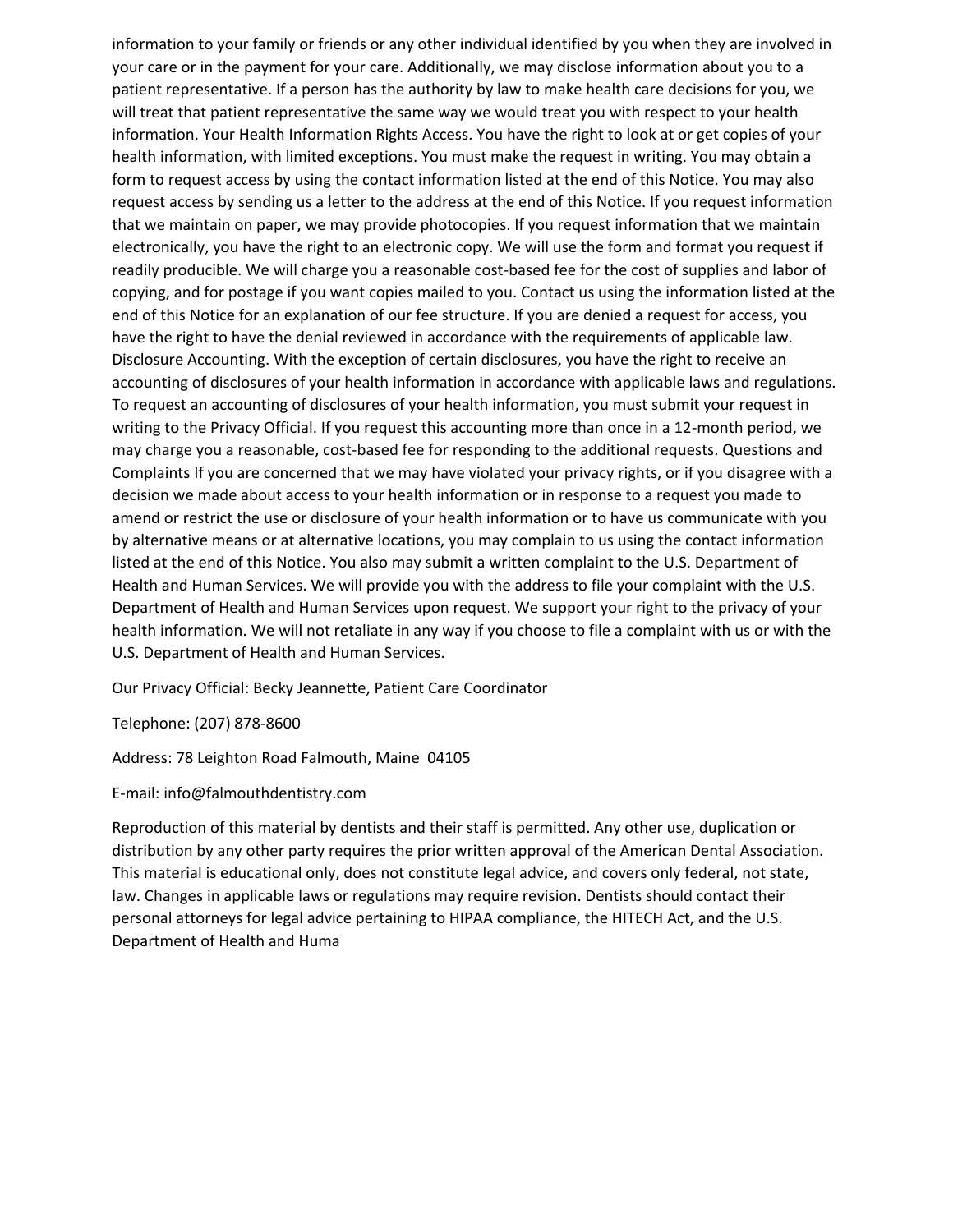information to your family or friends or any other individual identified by you when they are involved in your care or in the payment for your care. Additionally, we may disclose information about you to a patient representative. If a person has the authority by law to make health care decisions for you, we will treat that patient representative the same way we would treat you with respect to your health information. Your Health Information Rights Access. You have the right to look at or get copies of your health information, with limited exceptions. You must make the request in writing. You may obtain a form to request access by using the contact information listed at the end of this Notice. You may also request access by sending us a letter to the address at the end of this Notice. If you request information that we maintain on paper, we may provide photocopies. If you request information that we maintain electronically, you have the right to an electronic copy. We will use the form and format you request if readily producible. We will charge you a reasonable cost-based fee for the cost of supplies and labor of copying, and for postage if you want copies mailed to you. Contact us using the information listed at the end of this Notice for an explanation of our fee structure. If you are denied a request for access, you have the right to have the denial reviewed in accordance with the requirements of applicable law. Disclosure Accounting. With the exception of certain disclosures, you have the right to receive an accounting of disclosures of your health information in accordance with applicable laws and regulations. To request an accounting of disclosures of your health information, you must submit your request in writing to the Privacy Official. If you request this accounting more than once in a 12-month period, we may charge you a reasonable, cost-based fee for responding to the additional requests. Questions and Complaints If you are concerned that we may have violated your privacy rights, or if you disagree with a decision we made about access to your health information or in response to a request you made to amend or restrict the use or disclosure of your health information or to have us communicate with you by alternative means or at alternative locations, you may complain to us using the contact information listed at the end of this Notice. You also may submit a written complaint to the U.S. Department of Health and Human Services. We will provide you with the address to file your complaint with the U.S. Department of Health and Human Services upon request. We support your right to the privacy of your health information. We will not retaliate in any way if you choose to file a complaint with us or with the U.S. Department of Health and Human Services.

Our Privacy Official: Becky Jeannette, Patient Care Coordinator

Telephone: (207) 878-8600

Address: 78 Leighton Road Falmouth, Maine 04105

E-mail: info@falmouthdentistry.com

Reproduction of this material by dentists and their staff is permitted. Any other use, duplication or distribution by any other party requires the prior written approval of the American Dental Association. This material is educational only, does not constitute legal advice, and covers only federal, not state, law. Changes in applicable laws or regulations may require revision. Dentists should contact their personal attorneys for legal advice pertaining to HIPAA compliance, the HITECH Act, and the U.S. Department of Health and Huma